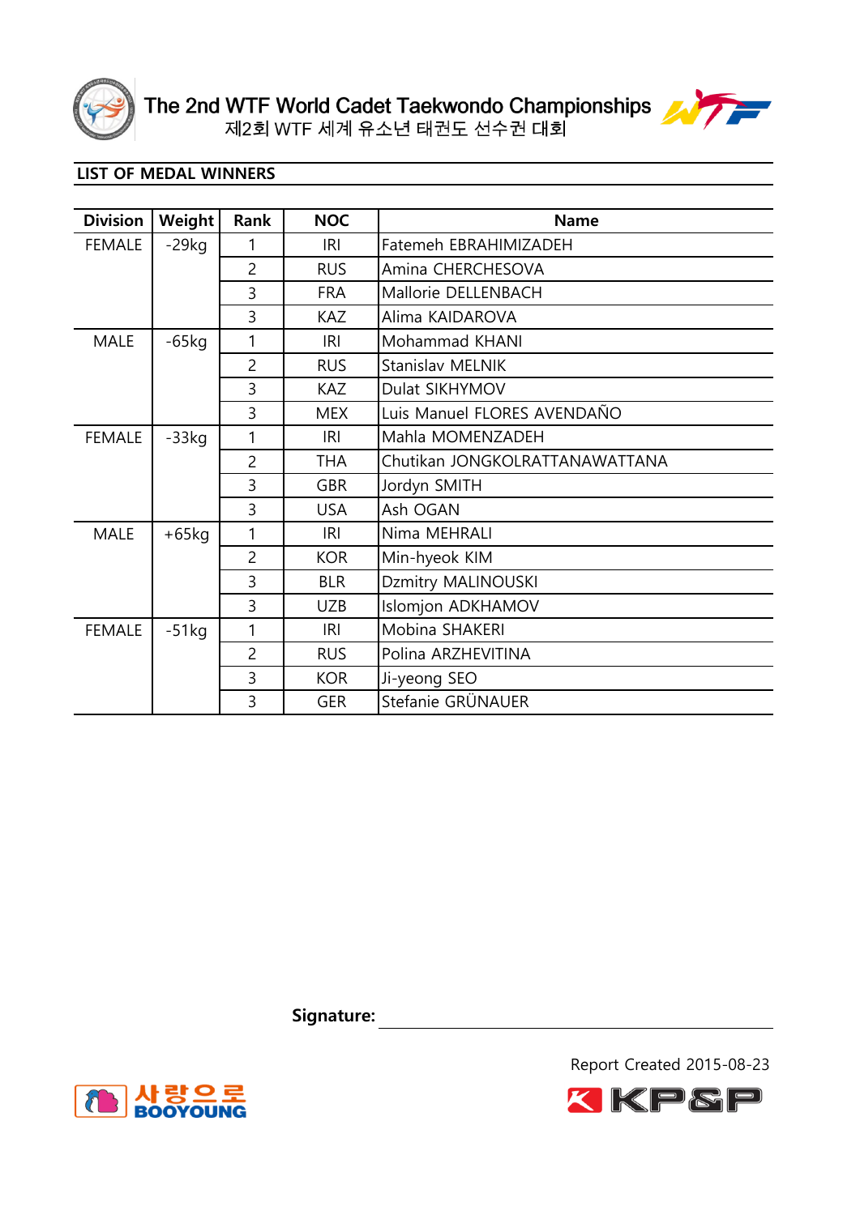# The 2nd WTF World Cadet Taekwondo Championships

제2회 WTF 세계 유소년 태권도 선수권 대회

## LIST OF MEDAL WINNERS

| Division | Weight | Rank | NOC | Name |
|---|---|---|---|---|
| FEMALE | -29kg | 1 | IRI | Fatemeh EBRAHIMIZADEH |
| | | 2 | RUS | Amina CHERCHESOVA |
| | | 3 | FRA | Mallorie DELLENBACH |
| | | 3 | KAZ | Alima KAIDAROVA |
| MALE | -65kg | 1 | IRI | Mohammad KHANI |
| | | 2 | RUS | Stanislav MELNIK |
| | | 3 | KAZ | Dulat SIKHYMOV |
| | | 3 | MEX | Luis Manuel FLORES AVENDAÑO |
| FEMALE | -33kg | 1 | IRI | Mahla MOMENZADEH |
| | | 2 | THA | Chutikan JONGKOLRATTANAWATTANA |
| | | 3 | GBR | Jordyn SMITH |
| | | 3 | USA | Ash OGAN |
| MALE | +65kg | 1 | IRI | Nima MEHRALI |
| | | 2 | KOR | Min-hyeok KIM |
| | | 3 | BLR | Dzmitry MALINOUSKI |
| | | 3 | UZB | Islomjon ADKHAMOV |
| FEMALE | -51kg | 1 | IRI | Mobina SHAKERI |
| | | 2 | RUS | Polina ARZHEVITINA |
| | | 3 | KOR | Ji-yeong SEO |
| | | 3 | GER | Stefanie GRÜNAUER |

**Signature:** ______________________

Report Created 2015-08-23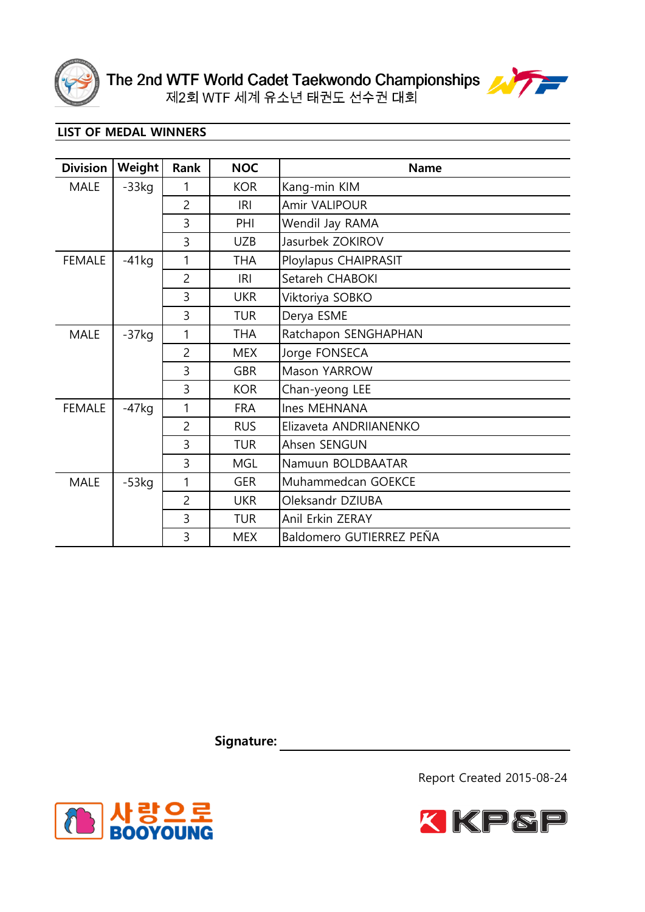# The 2nd WTF World Cadet Taekwondo Championships
제2회 WTF 세계 유소년 태권도 선수권 대회

## LIST OF MEDAL WINNERS

| Division | Weight | Rank | NOC | Name |
|---|---|---|---|---|
| MALE | -33kg | 1 | KOR | Kang-min KIM |
| | | 2 | IRI | Amir VALIPOUR |
| | | 3 | PHI | Wendil Jay RAMA |
| | | 3 | UZB | Jasurbek ZOKIROV |
| FEMALE | -41kg | 1 | THA | Ploylapus CHAIPRASIT |
| | | 2 | IRI | Setareh CHABOKI |
| | | 3 | UKR | Viktoriya SOBKO |
| | | 3 | TUR | Derya ESME |
| MALE | -37kg | 1 | THA | Ratchapon SENGHAPHAN |
| | | 2 | MEX | Jorge FONSECA |
| | | 3 | GBR | Mason YARROW |
| | | 3 | KOR | Chan-yeong LEE |
| FEMALE | -47kg | 1 | FRA | Ines MEHNANA |
| | | 2 | RUS | Elizaveta ANDRIIANENKO |
| | | 3 | TUR | Ahsen SENGUN |
| | | 3 | MGL | Namuun BOLDBAATAR |
| MALE | -53kg | 1 | GER | Muhammedcan GOEKCE |
| | | 2 | UKR | Oleksandr DZIUBA |
| | | 3 | TUR | Anil Erkin ZERAY |
| | | 3 | MEX | Baldomero GUTIERREZ PEÑA |

**Signature:** ____________________

Report Created 2015-08-24

사랑으로 BOOYOUNG

KP&P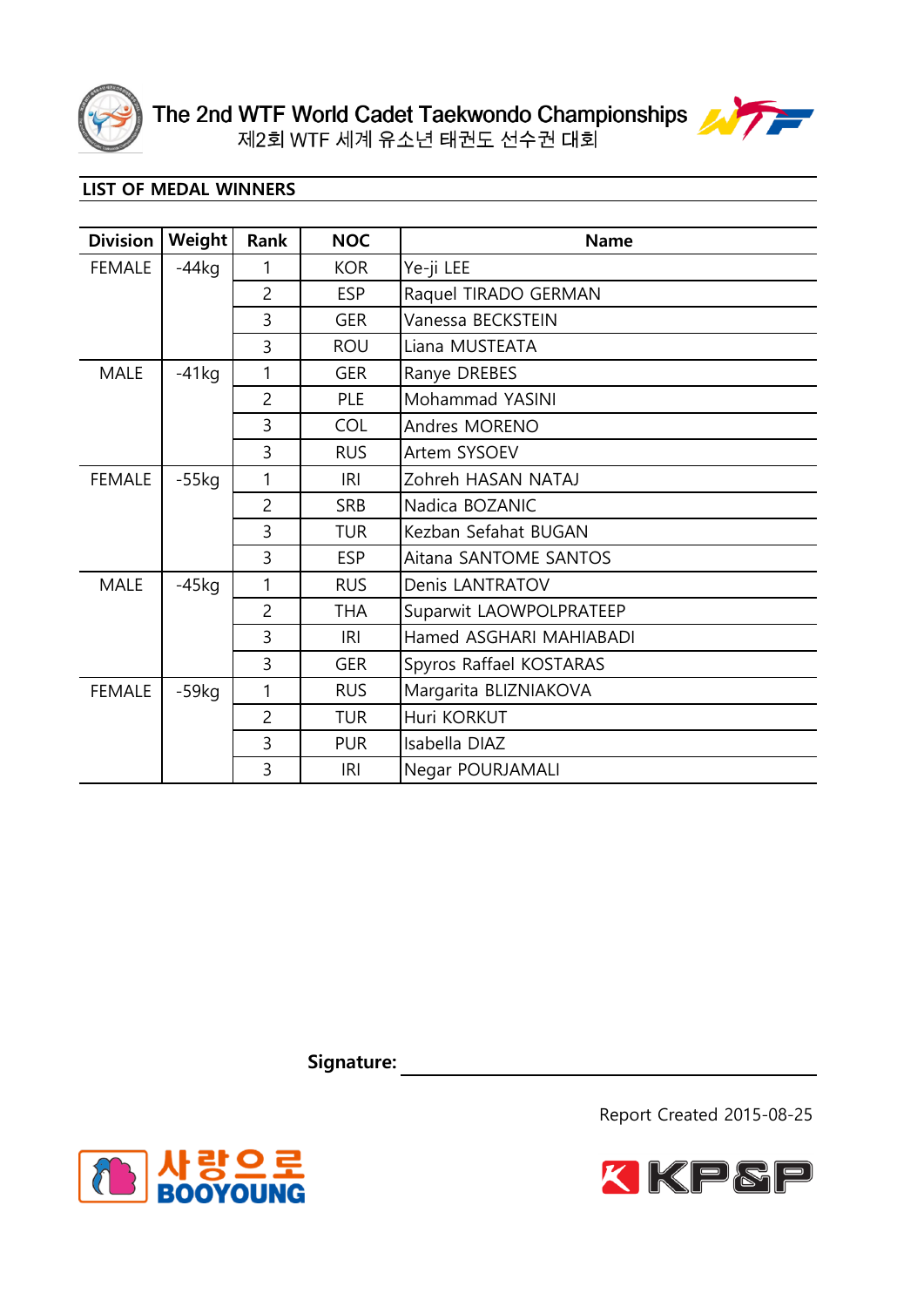# The 2nd WTF World Cadet Taekwondo Championships

제2회 WTF 세계 유소년 태권도 선수권 대회

## LIST OF MEDAL WINNERS

| Division | Weight | Rank | NOC | Name |
|---|---|---|---|---|
| FEMALE | -44kg | 1 | KOR | Ye-ji LEE |
| | | 2 | ESP | Raquel TIRADO GERMAN |
| | | 3 | GER | Vanessa BECKSTEIN |
| | | 3 | ROU | Liana MUSTEATA |
| MALE | -41kg | 1 | GER | Ranye DREBES |
| | | 2 | PLE | Mohammad YASINI |
| | | 3 | COL | Andres MORENO |
| | | 3 | RUS | Artem SYSOEV |
| FEMALE | -55kg | 1 | IRI | Zohreh HASAN NATAJ |
| | | 2 | SRB | Nadica BOZANIC |
| | | 3 | TUR | Kezban Sefahat BUGAN |
| | | 3 | ESP | Aitana SANTOME SANTOS |
| MALE | -45kg | 1 | RUS | Denis LANTRATOV |
| | | 2 | THA | Suparwit LAOWPOLPRATEEP |
| | | 3 | IRI | Hamed ASGHARI MAHIABADI |
| | | 3 | GER | Spyros Raffael KOSTARAS |
| FEMALE | -59kg | 1 | RUS | Margarita BLIZNIAKOVA |
| | | 2 | TUR | Huri KORKUT |
| | | 3 | PUR | Isabella DIAZ |
| | | 3 | IRI | Negar POURJAMALI |

**Signature:** ____________________

Report Created 2015-08-25

사랑으로 BOOYOUNG

KP&P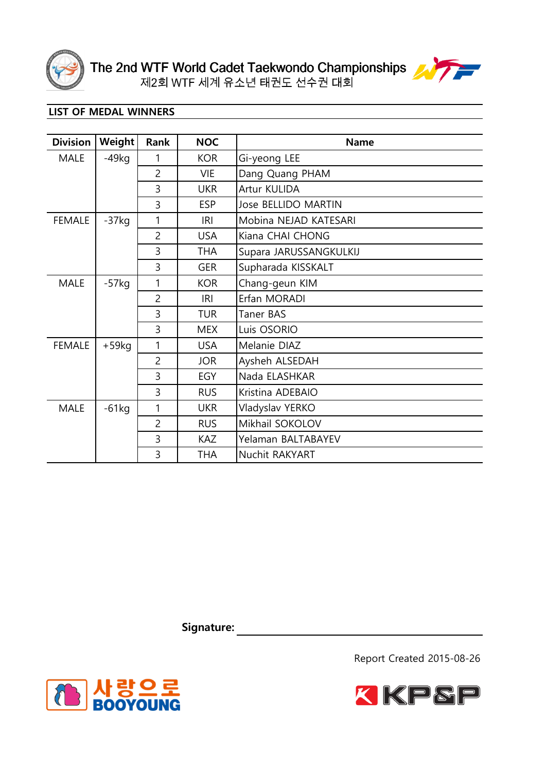# The 2nd WTF World Cadet Taekwondo Championships

제2회 WTF 세계 유소년 태권도 선수권 대회

## LIST OF MEDAL WINNERS

| Division | Weight | Rank | NOC | Name |
|---|---|---|---|---|
| MALE | -49kg | 1 | KOR | Gi-yeong LEE |
| | | 2 | VIE | Dang Quang PHAM |
| | | 3 | UKR | Artur KULIDA |
| | | 3 | ESP | Jose BELLIDO MARTIN |
| FEMALE | -37kg | 1 | IRI | Mobina NEJAD KATESARI |
| | | 2 | USA | Kiana CHAI CHONG |
| | | 3 | THA | Supara JARUSSANGKULKIJ |
| | | 3 | GER | Supharada KISSKALT |
| MALE | -57kg | 1 | KOR | Chang-geun KIM |
| | | 2 | IRI | Erfan MORADI |
| | | 3 | TUR | Taner BAS |
| | | 3 | MEX | Luis OSORIO |
| FEMALE | +59kg | 1 | USA | Melanie DIAZ |
| | | 2 | JOR | Aysheh ALSEDAH |
| | | 3 | EGY | Nada ELASHKAR |
| | | 3 | RUS | Kristina ADEBAIO |
| MALE | -61kg | 1 | UKR | Vladyslav YERKO |
| | | 2 | RUS | Mikhail SOKOLOV |
| | | 3 | KAZ | Yelaman BALTABAYEV |
| | | 3 | THA | Nuchit RAKYART |

**Signature:** ______________________

Report Created 2015-08-26

사랑으로 BOOYOUNG

KP&P